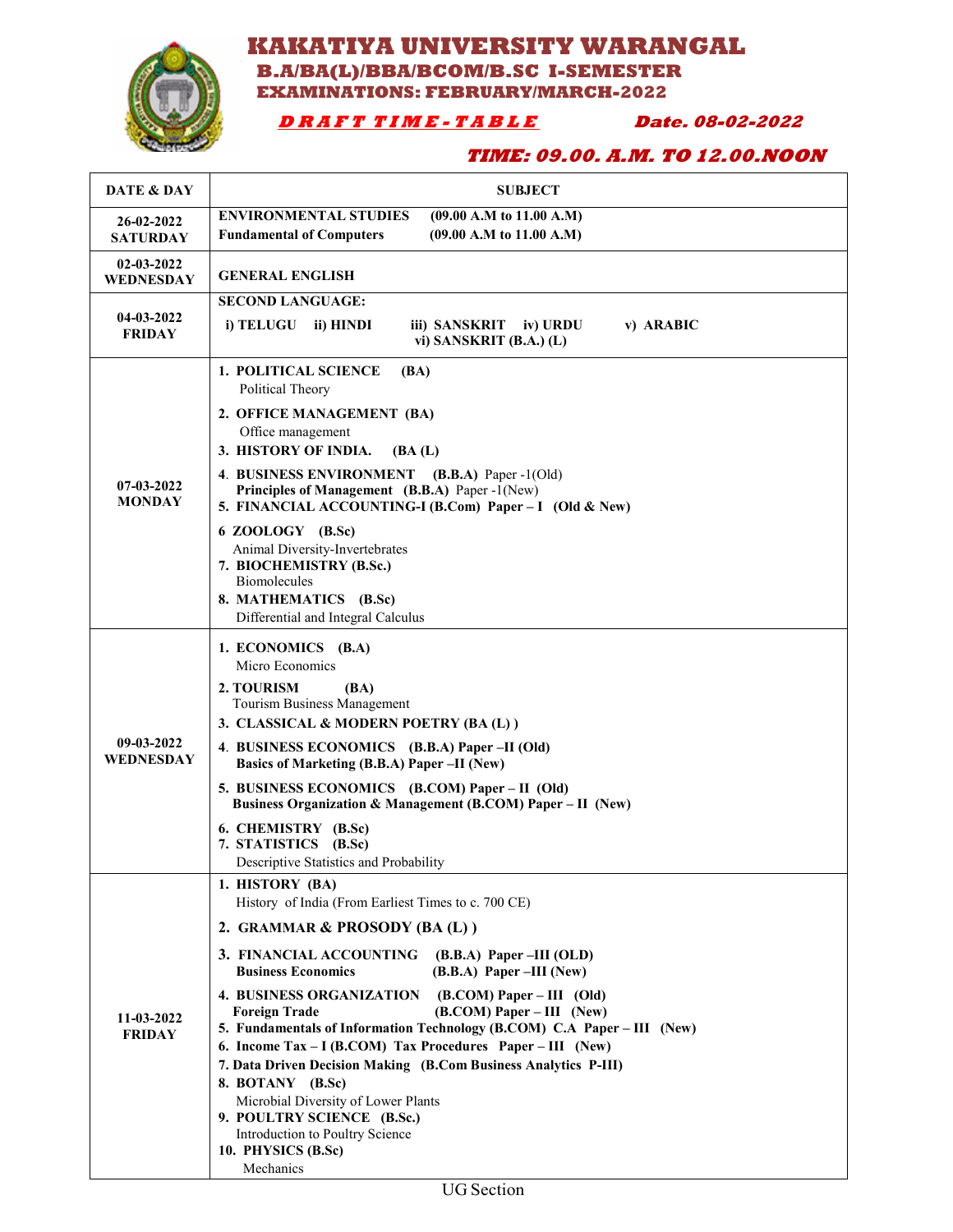# KAKATIYA UNIVERSITY WARANGAL

## B.A/BA(L)/BBA/BCOM/B.SC I-SEMESTER

## EXAMINATIONS: FEBRUARY/MARCH-2022

***DRAFT TIME-TABLE*** **Date. 08-02-2022**

***TIME: 09.00. A.M. TO 12.00.NOON***

| DATE & DAY | SUBJECT |
|---|---|
| **26-02-2022 SATURDAY** | **ENVIRONMENTAL STUDIES (09.00 A.M to 11.00 A.M)**<br>**Fundamental of Computers (09.00 A.M to 11.00 A.M)** |
| **02-03-2022 WEDNESDAY** | **GENERAL ENGLISH** |
| **04-03-2022 FRIDAY** | **SECOND LANGUAGE:**<br>**i) TELUGU ii) HINDI iii) SANSKRIT iv) URDU v) ARABIC vi) SANSKRIT (B.A.) (L)** |
| **07-03-2022 MONDAY** | **1. POLITICAL SCIENCE (BA)**<br>Political Theory<br>**2. OFFICE MANAGEMENT (BA)**<br>Office management<br>**3. HISTORY OF INDIA. (BA (L)**<br>**4. BUSINESS ENVIRONMENT (B.B.A)** Paper -1(Old)<br>**Principles of Management (B.B.A)** Paper -1(New)<br>**5. FINANCIAL ACCOUNTING-I (B.Com) Paper – I (Old & New)**<br>**6 ZOOLOGY (B.Sc)**<br>Animal Diversity-Invertebrates<br>**7. BIOCHEMISTRY (B.Sc.)**<br>Biomolecules<br>**8. MATHEMATICS (B.Sc)**<br>Differential and Integral Calculus |
| **09-03-2022 WEDNESDAY** | **1. ECONOMICS (B.A)**<br>Micro Economics<br>**2. TOURISM (BA)**<br>Tourism Business Management<br>**3. CLASSICAL & MODERN POETRY (BA (L) )**<br>**4. BUSINESS ECONOMICS (B.B.A) Paper –II (Old)**<br>**Basics of Marketing (B.B.A) Paper –II (New)**<br>**5. BUSINESS ECONOMICS (B.COM) Paper – II (Old)**<br>**Business Organization & Management (B.COM) Paper – II (New)**<br>**6. CHEMISTRY (B.Sc)**<br>**7. STATISTICS (B.Sc)**<br>Descriptive Statistics and Probability |
| **11-03-2022 FRIDAY** | **1. HISTORY (BA)**<br>History of India (From Earliest Times to c. 700 CE)<br>**2. GRAMMAR & PROSODY (BA (L) )**<br>**3. FINANCIAL ACCOUNTING (B.B.A) Paper –III (OLD)**<br>**Business Economics (B.B.A) Paper –III (New)**<br>**4. BUSINESS ORGANIZATION (B.COM) Paper – III (Old)**<br>**Foreign Trade (B.COM) Paper – III (New)**<br>**5. Fundamentals of Information Technology (B.COM) C.A Paper – III (New)**<br>**6. Income Tax – I (B.COM) Tax Procedures Paper – III (New)**<br>**7. Data Driven Decision Making (B.Com Business Analytics P-III)**<br>**8. BOTANY (B.Sc)**<br>Microbial Diversity of Lower Plants<br>**9. POULTRY SCIENCE (B.Sc.)**<br>Introduction to Poultry Science<br>**10. PHYSICS (B.Sc)**<br>Mechanics |

UG Section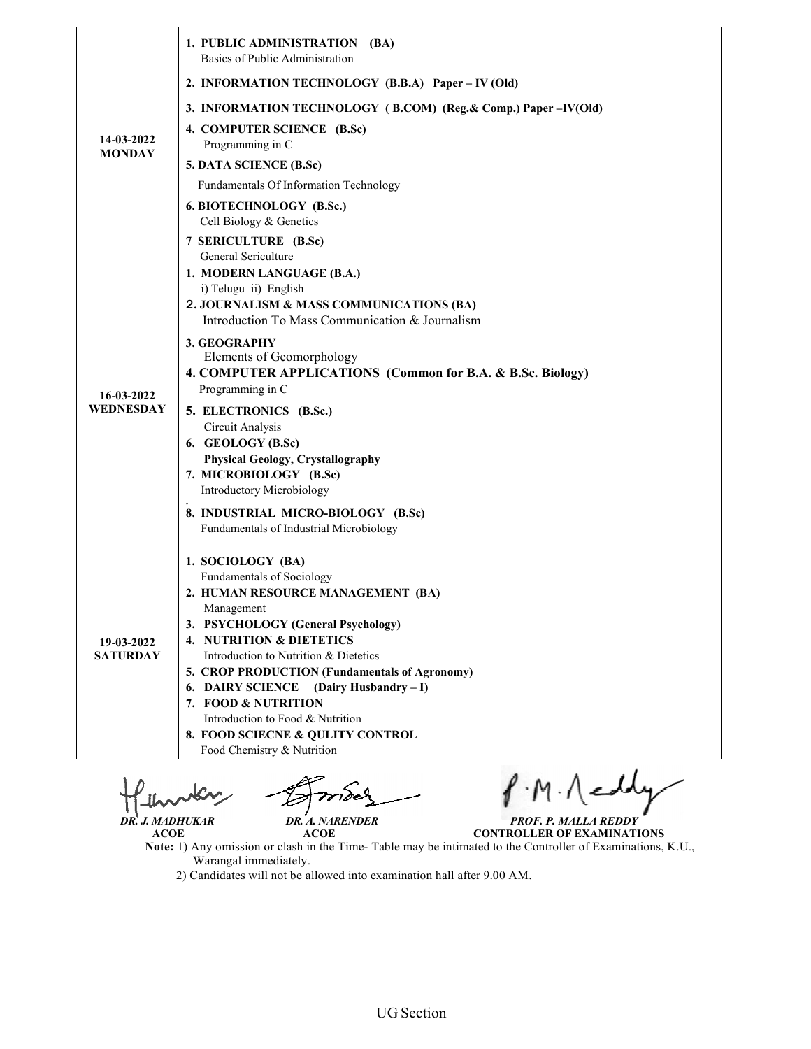| | |
|---|---|
| **14-03-2022 MONDAY** | **1. PUBLIC ADMINISTRATION (BA)**<br>Basics of Public Administration<br>**2. INFORMATION TECHNOLOGY (B.B.A) Paper – IV (Old)**<br>**3. INFORMATION TECHNOLOGY ( B.COM) (Reg.& Comp.) Paper –IV(Old)**<br>**4. COMPUTER SCIENCE (B.Sc)**<br>Programming in C<br>**5. DATA SCIENCE (B.Sc)**<br>Fundamentals Of Information Technology<br>**6. BIOTECHNOLOGY (B.Sc.)**<br>Cell Biology & Genetics<br>**7 SERICULTURE (B.Sc)**<br>General Sericulture |
| **16-03-2022 WEDNESDAY** | **1. MODERN LANGUAGE (B.A.)**<br>i) Telugu ii) English<br>**2. JOURNALISM & MASS COMMUNICATIONS (BA)**<br>Introduction To Mass Communication & Journalism<br>**3. GEOGRAPHY**<br>Elements of Geomorphology<br>**4. COMPUTER APPLICATIONS (Common for B.A. & B.Sc. Biology)**<br>Programming in C<br>**5. ELECTRONICS (B.Sc.)**<br>Circuit Analysis<br>**6. GEOLOGY (B.Sc)**<br>**Physical Geology, Crystallography**<br>**7. MICROBIOLOGY (B.Sc)**<br>Introductory Microbiology<br>**8. INDUSTRIAL MICRO-BIOLOGY (B.Sc)**<br>Fundamentals of Industrial Microbiology |
| **19-03-2022 SATURDAY** | **1. SOCIOLOGY (BA)**<br>Fundamentals of Sociology<br>**2. HUMAN RESOURCE MANAGEMENT (BA)**<br>Management<br>**3. PSYCHOLOGY (General Psychology)**<br>**4. NUTRITION & DIETETICS**<br>Introduction to Nutrition & Dietetics<br>**5. CROP PRODUCTION (Fundamentals of Agronomy)**<br>**6. DAIRY SCIENCE (Dairy Husbandry – I)**<br>**7. FOOD & NUTRITION**<br>Introduction to Food & Nutrition<br>**8. FOOD SCIECNE & QULITY CONTROL**<br>Food Chemistry & Nutrition |

***DR. J. MADHUKAR***
**ACOE**

***DR. A. NARENDER***
**ACOE**

***PROF. P. MALLA REDDY***
**CONTROLLER OF EXAMINATIONS**

**Note:** 1) Any omission or clash in the Time- Table may be intimated to the Controller of Examinations, K.U., Warangal immediately.

2) Candidates will not be allowed into examination hall after 9.00 AM.

UG Section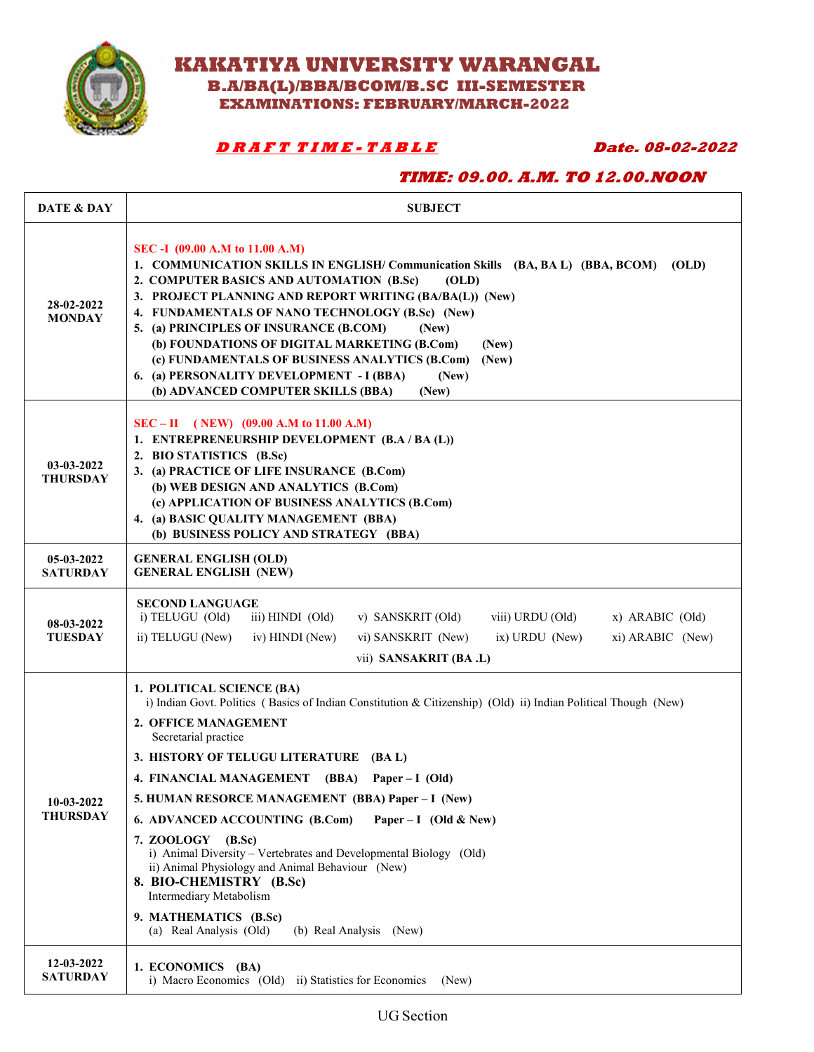# KAKATIYA UNIVERSITY WARANGAL

## B.A/BA(L)/BBA/BCOM/B.SC III-SEMESTER

### EXAMINATIONS: FEBRUARY/MARCH-2022

***DRAFT TIME-TABLE*** **Date. 08-02-2022**

***TIME: 09.00. A.M. TO 12.00.NOON***

| DATE & DAY | SUBJECT |
|---|---|
| **28-02-2022 MONDAY** | **SEC -I (09.00 A.M to 11.00 A.M)**<br>1. **COMMUNICATION SKILLS IN ENGLISH/ Communication Skills (BA, BA L) (BBA, BCOM) (OLD)**<br>2. **COMPUTER BASICS AND AUTOMATION (B.Sc) (OLD)**<br>3. **PROJECT PLANNING AND REPORT WRITING (BA/BA(L)) (New)**<br>4. **FUNDAMENTALS OF NANO TECHNOLOGY (B.Sc) (New)**<br>5. **(a) PRINCIPLES OF INSURANCE (B.COM) (New)**<br>**(b) FOUNDATIONS OF DIGITAL MARKETING (B.Com) (New)**<br>**(c) FUNDAMENTALS OF BUSINESS ANALYTICS (B.Com) (New)**<br>6. **(a) PERSONALITY DEVELOPMENT - I (BBA) (New)**<br>**(b) ADVANCED COMPUTER SKILLS (BBA) (New)** |
| **03-03-2022 THURSDAY** | **SEC – II ( NEW) (09.00 A.M to 11.00 A.M)**<br>1. **ENTREPRENEURSHIP DEVELOPMENT (B.A / BA (L))**<br>2. **BIO STATISTICS (B.Sc)**<br>3. **(a) PRACTICE OF LIFE INSURANCE (B.Com)**<br>**(b) WEB DESIGN AND ANALYTICS (B.Com)**<br>**(c) APPLICATION OF BUSINESS ANALYTICS (B.Com)**<br>4. **(a) BASIC QUALITY MANAGEMENT (BBA)**<br>**(b) BUSINESS POLICY AND STRATEGY (BBA)** |
| **05-03-2022 SATURDAY** | **GENERAL ENGLISH (OLD)**<br>**GENERAL ENGLISH (NEW)** |
| **08-03-2022 TUESDAY** | **SECOND LANGUAGE**<br>i) TELUGU (Old) ii) TELUGU (New) iii) HINDI (Old) iv) HINDI (New) v) SANSKRIT (Old) vi) SANSKRIT (New) vii) **SANSAKRIT (BA .L)** viii) URDU (Old) ix) URDU (New) x) ARABIC (Old) xi) ARABIC (New) |
| **10-03-2022 THURSDAY** | 1. **POLITICAL SCIENCE (BA)**<br>i) Indian Govt. Politics ( Basics of Indian Constitution & Citizenship) (Old) ii) Indian Political Though (New)<br>2. **OFFICE MANAGEMENT**<br>Secretarial practice<br>3. **HISTORY OF TELUGU LITERATURE (BA L)**<br>4. **FINANCIAL MANAGEMENT (BBA) Paper – I (Old)**<br>5. **HUMAN RESORCE MANAGEMENT (BBA) Paper – I (New)**<br>6. **ADVANCED ACCOUNTING (B.Com) Paper – I (Old & New)**<br>7. **ZOOLOGY (B.Sc)**<br>i) Animal Diversity – Vertebrates and Developmental Biology (Old)<br>ii) Animal Physiology and Animal Behaviour (New)<br>8. **BIO-CHEMISTRY (B.Sc)**<br>Intermediary Metabolism<br>9. **MATHEMATICS (B.Sc)**<br>(a) Real Analysis (Old) (b) Real Analysis (New) |
| **12-03-2022 SATURDAY** | 1. **ECONOMICS (BA)**<br>i) Macro Economics (Old) ii) Statistics for Economics (New) |

UG Section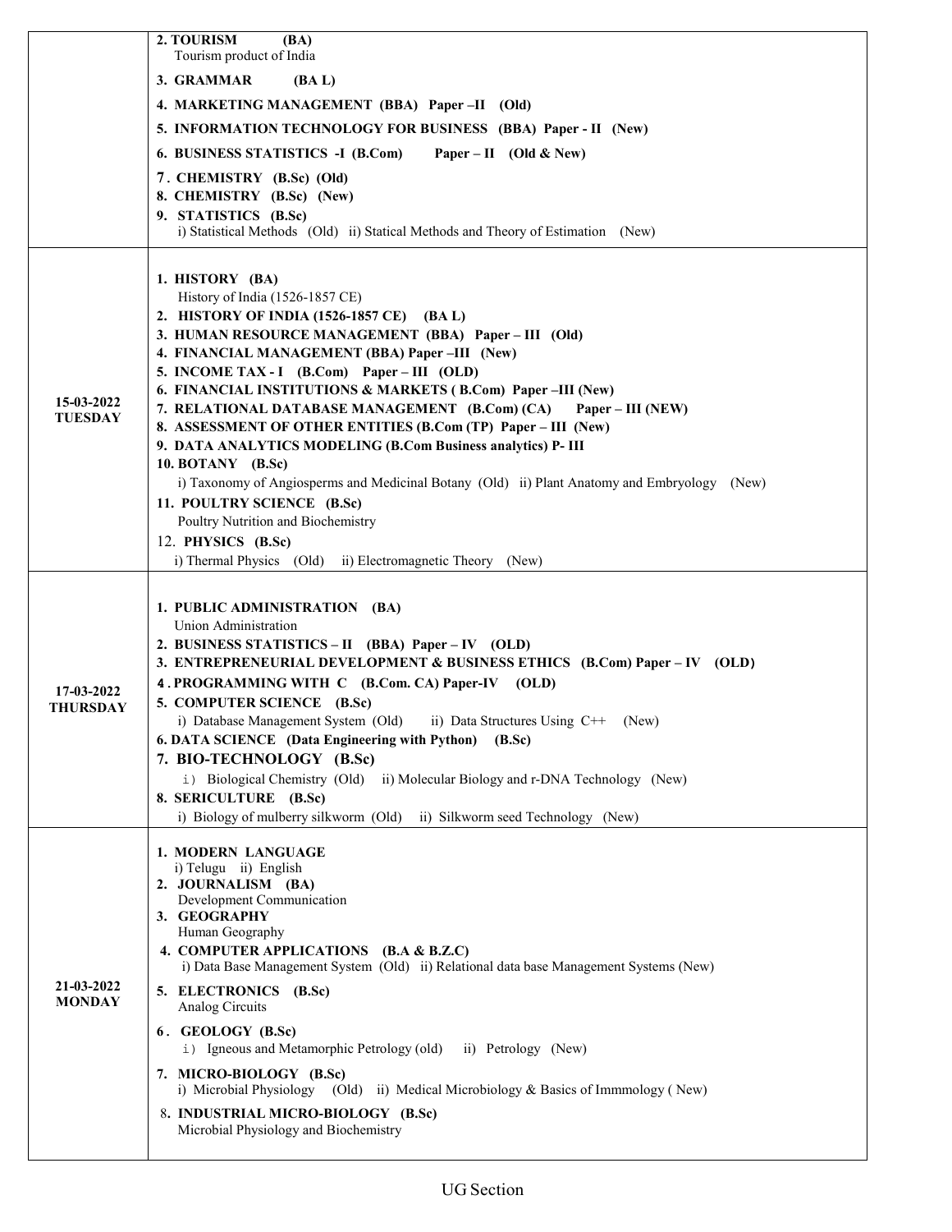| | |
|---|---|
| | **2. TOURISM (BA)**<br>Tourism product of India<br>**3. GRAMMAR (BA L)**<br>**4. MARKETING MANAGEMENT (BBA) Paper –II (Old)**<br>**5. INFORMATION TECHNOLOGY FOR BUSINESS (BBA) Paper - II (New)**<br>**6. BUSINESS STATISTICS -I (B.Com) Paper – II (Old & New)**<br>**7. CHEMISTRY (B.Sc) (Old)**<br>**8. CHEMISTRY (B.Sc) (New)**<br>**9. STATISTICS (B.Sc)**<br>i) Statistical Methods (Old) ii) Statical Methods and Theory of Estimation (New) |
| **15-03-2022 TUESDAY** | **1. HISTORY (BA)**<br>History of India (1526-1857 CE)<br>**2. HISTORY OF INDIA (1526-1857 CE) (BA L)**<br>**3. HUMAN RESOURCE MANAGEMENT (BBA) Paper – III (Old)**<br>**4. FINANCIAL MANAGEMENT (BBA) Paper –III (New)**<br>**5. INCOME TAX - I (B.Com) Paper – III (OLD)**<br>**6. FINANCIAL INSTITUTIONS & MARKETS ( B.Com) Paper –III (New)**<br>**7. RELATIONAL DATABASE MANAGEMENT (B.Com) (CA) Paper – III (NEW)**<br>**8. ASSESSMENT OF OTHER ENTITIES (B.Com (TP) Paper – III (New)**<br>**9. DATA ANALYTICS MODELING (B.Com Business analytics) P- III**<br>**10. BOTANY (B.Sc)**<br>i) Taxonomy of Angiosperms and Medicinal Botany (Old) ii) Plant Anatomy and Embryology (New)<br>**11. POULTRY SCIENCE (B.Sc)**<br>Poultry Nutrition and Biochemistry<br>12. **PHYSICS (B.Sc)**<br>i) Thermal Physics (Old) ii) Electromagnetic Theory (New) |
| **17-03-2022 THURSDAY** | **1. PUBLIC ADMINISTRATION (BA)**<br>Union Administration<br>**2. BUSINESS STATISTICS – II (BBA) Paper – IV (OLD)**<br>**3. ENTREPRENEURIAL DEVELOPMENT & BUSINESS ETHICS (B.Com) Paper – IV (OLD)**<br>**4 . PROGRAMMING WITH C (B.Com. CA) Paper-IV (OLD)**<br>**5. COMPUTER SCIENCE (B.Sc)**<br>i) Database Management System (Old) ii) Data Structures Using C++ (New)<br>**6. DATA SCIENCE (Data Engineering with Python) (B.Sc)**<br>**7. BIO-TECHNOLOGY (B.Sc)**<br>i) Biological Chemistry (Old) ii) Molecular Biology and r-DNA Technology (New)<br>**8. SERICULTURE (B.Sc)**<br>i) Biology of mulberry silkworm (Old) ii) Silkworm seed Technology (New) |
| **21-03-2022 MONDAY** | **1. MODERN LANGUAGE**<br>i) Telugu ii) English<br>**2. JOURNALISM (BA)**<br>Development Communication<br>**3. GEOGRAPHY**<br>Human Geography<br>**4. COMPUTER APPLICATIONS (B.A & B.Z.C)**<br>i) Data Base Management System (Old) ii) Relational data base Management Systems (New)<br>**5. ELECTRONICS (B.Sc)**<br>Analog Circuits<br>**6. GEOLOGY (B.Sc)**<br>i) Igneous and Metamorphic Petrology (old) ii) Petrology (New)<br>**7. MICRO-BIOLOGY (B.Sc)**<br>i) Microbial Physiology (Old) ii) Medical Microbiology & Basics of Immmology ( New)<br>**8. INDUSTRIAL MICRO-BIOLOGY (B.Sc)**<br>Microbial Physiology and Biochemistry |

UG Section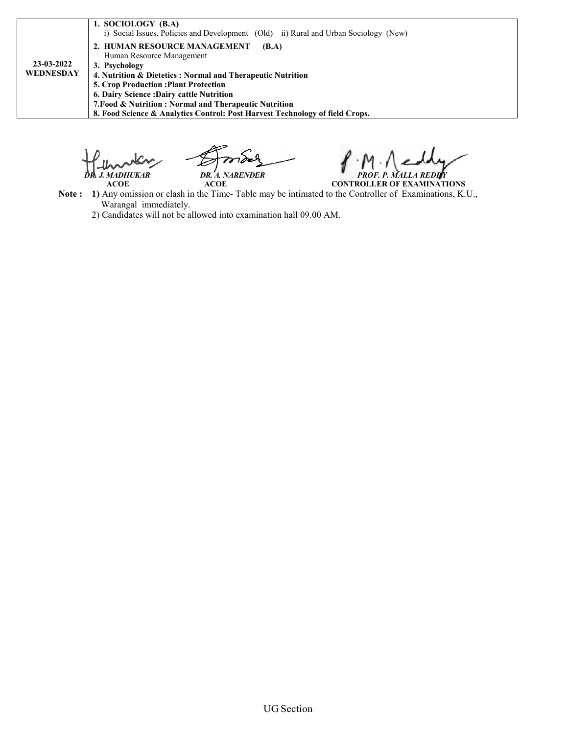| | |
|---|---|
| **23-03-2022 WEDNESDAY** | **1. SOCIOLOGY (B.A)**<br>i) Social Issues, Policies and Development (Old) ii) Rural and Urban Sociology (New)<br>**2. HUMAN RESOURCE MANAGEMENT (B.A)**<br>Human Resource Management<br>**3. Psychology**<br>**4. Nutrition & Dietetics : Normal and Therapeutic Nutrition**<br>**5. Crop Production :Plant Protection**<br>**6. Dairy Science :Dairy cattle Nutrition**<br>**7.Food & Nutrition : Normal and Therapeutic Nutrition**<br>**8. Food Science & Analytics Control: Post Harvest Technology of field Crops.** |

***DR. J. MADHUKAR***
**ACOE**

***DR. A. NARENDER***
**ACOE**

***PROF. P. MALLA REDDY***
**CONTROLLER OF EXAMINATIONS**

**Note :** **1)** Any omission or clash in the Time- Table may be intimated to the Controller of Examinations, K.U., Warangal immediately.

2) Candidates will not be allowed into examination hall 09.00 AM.

UG Section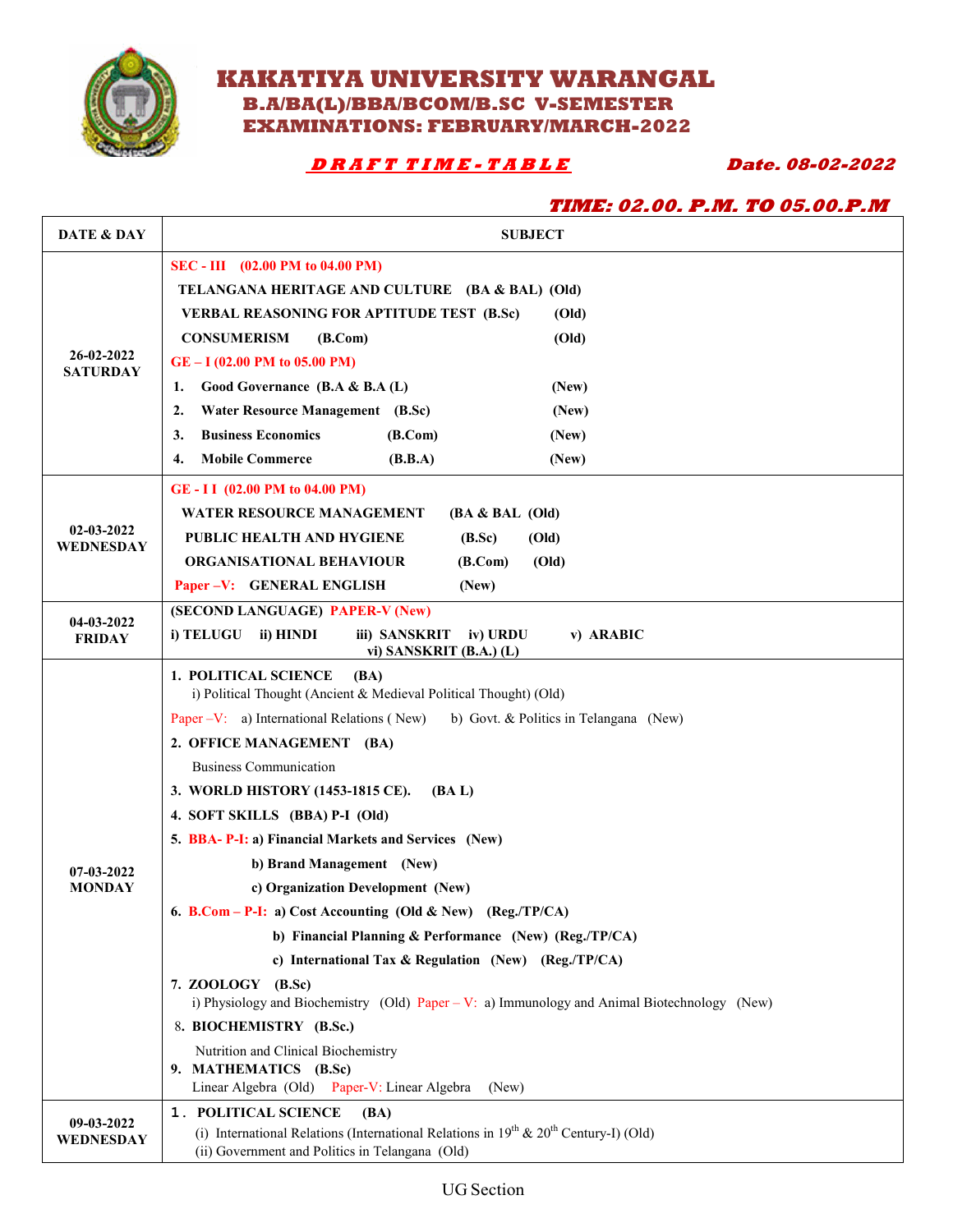# KAKATIYA UNIVERSITY WARANGAL

## B.A/BA(L)/BBA/BCOM/B.SC V-SEMESTER

## EXAMINATIONS: FEBRUARY/MARCH-2022

***DRAFT TIME-TABLE*** ***Date. 08-02-2022***

***TIME: 02.00. P.M. TO 05.00.P.M***

| DATE & DAY | SUBJECT |
|---|---|
| **26-02-2022 SATURDAY** | **SEC - III (02.00 PM to 04.00 PM)**<br>**TELANGANA HERITAGE AND CULTURE (BA & BAL) (Old)**<br>**VERBAL REASONING FOR APTITUDE TEST (B.Sc) (Old)**<br>**CONSUMERISM (B.Com) (Old)**<br>**GE – I (02.00 PM to 05.00 PM)**<br>**1. Good Governance (B.A & B.A (L) (New)**<br>**2. Water Resource Management (B.Sc) (New)**<br>**3. Business Economics (B.Com) (New)**<br>**4. Mobile Commerce (B.B.A) (New)** |
| **02-03-2022 WEDNESDAY** | **GE - I I (02.00 PM to 04.00 PM)**<br>**WATER RESOURCE MANAGEMENT (BA & BAL (Old)**<br>**PUBLIC HEALTH AND HYGIENE (B.Sc) (Old)**<br>**ORGANISATIONAL BEHAVIOUR (B.Com) (Old)**<br>**Paper –V: GENERAL ENGLISH (New)** |
| **04-03-2022 FRIDAY** | **(SECOND LANGUAGE) PAPER-V (New)**<br>**i) TELUGU ii) HINDI iii) SANSKRIT iv) URDU v) ARABIC vi) SANSKRIT (B.A.) (L)** |
| **07-03-2022 MONDAY** | **1. POLITICAL SCIENCE (BA)**<br>i) Political Thought (Ancient & Medieval Political Thought) (Old)<br>Paper –V: a) International Relations ( New) b) Govt. & Politics in Telangana (New)<br>**2. OFFICE MANAGEMENT (BA)**<br>Business Communication<br>**3. WORLD HISTORY (1453-1815 CE). (BA L)**<br>**4. SOFT SKILLS (BBA) P-I (Old)**<br>**5. BBA- P-I: a) Financial Markets and Services (New)**<br>**b) Brand Management (New)**<br>**c) Organization Development (New)**<br>**6. B.Com – P-I: a) Cost Accounting (Old & New) (Reg./TP/CA)**<br>**b) Financial Planning & Performance (New) (Reg./TP/CA)**<br>**c) International Tax & Regulation (New) (Reg./TP/CA)**<br>**7. ZOOLOGY (B.Sc)**<br>i) Physiology and Biochemistry (Old) Paper – V: a) Immunology and Animal Biotechnology (New)<br>**8. BIOCHEMISTRY (B.Sc.)**<br>Nutrition and Clinical Biochemistry<br>**9. MATHEMATICS (B.Sc)**<br>Linear Algebra (Old) Paper-V: Linear Algebra (New) |
| **09-03-2022 WEDNESDAY** | **1. POLITICAL SCIENCE (BA)**<br>(i) International Relations (International Relations in 19th & 20th Century-I) (Old)<br>(ii) Government and Politics in Telangana (Old) |

UG Section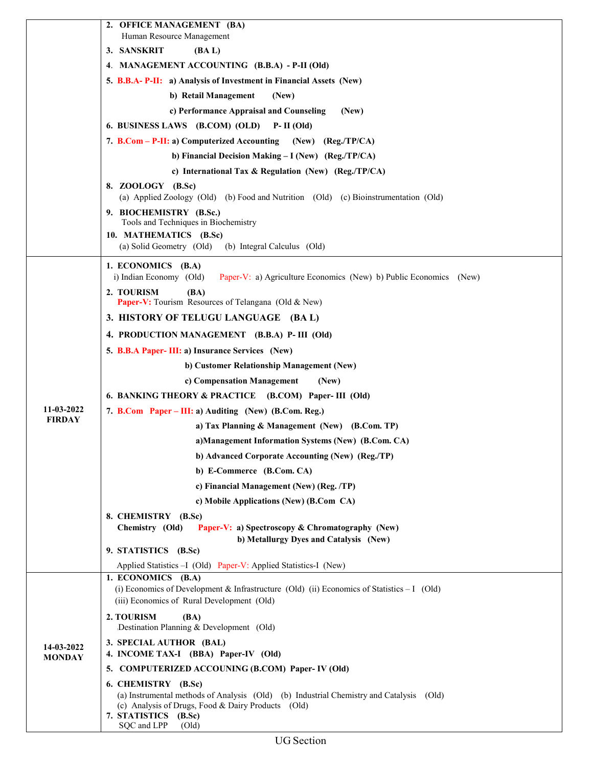| Date | Subjects |
|---|---|
| | **2. OFFICE MANAGEMENT (BA)**<br>Human Resource Management<br>**3. SANSKRIT (BA L)**<br>**4. MANAGEMENT ACCOUNTING (B.B.A) - P-II (Old)**<br>**5. B.B.A- P-II: a) Analysis of Investment in Financial Assets (New)**<br>**b) Retail Management (New)**<br>**c) Performance Appraisal and Counseling (New)**<br>**6. BUSINESS LAWS (B.COM) (OLD) P- II (Old)**<br>**7. B.Com – P-II: a) Computerized Accounting (New) (Reg./TP/CA)**<br>**b) Financial Decision Making – I (New) (Reg./TP/CA)**<br>**c) International Tax & Regulation (New) (Reg./TP/CA)**<br>**8. ZOOLOGY (B.Sc)**<br>(a) Applied Zoology (Old) (b) Food and Nutrition (Old) (c) Bioinstrumentation (Old)<br>**9. BIOCHEMISTRY (B.Sc.)**<br>Tools and Techniques in Biochemistry<br>**10. MATHEMATICS (B.Sc)**<br>(a) Solid Geometry (Old) (b) Integral Calculus (Old) |
| **11-03-2022 FIRDAY** | **1. ECONOMICS (B.A)**<br>i) Indian Economy (Old) Paper-V: a) Agriculture Economics (New) b) Public Economics (New)<br>**2. TOURISM (BA)**<br>Paper-V: Tourism Resources of Telangana (Old & New)<br>**3. HISTORY OF TELUGU LANGUAGE (BA L)**<br>**4. PRODUCTION MANAGEMENT (B.B.A) P- III (Old)**<br>**5. B.B.A Paper- III: a) Insurance Services (New)**<br>**b) Customer Relationship Management (New)**<br>**c) Compensation Management (New)**<br>**6. BANKING THEORY & PRACTICE (B.COM) Paper- III (Old)**<br>**7. B.Com Paper – III: a) Auditing (New) (B.Com. Reg.)**<br>**a) Tax Planning & Management (New) (B.Com. TP)**<br>**a)Management Information Systems (New) (B.Com. CA)**<br>**b) Advanced Corporate Accounting (New) (Reg./TP)**<br>**b) E-Commerce (B.Com. CA)**<br>**c) Financial Management (New) (Reg. /TP)**<br>**c) Mobile Applications (New) (B.Com CA)**<br>**8. CHEMISTRY (B.Sc)**<br>**Chemistry (Old) Paper-V: a) Spectroscopy & Chromatography (New)**<br>**b) Metallurgy Dyes and Catalysis (New)**<br>**9. STATISTICS (B.Sc)**<br>Applied Statistics –I (Old) Paper-V: Applied Statistics-I (New) |
| **14-03-2022 MONDAY** | **1. ECONOMICS (B.A)**<br>(i) Economics of Development & Infrastructure (Old) (ii) Economics of Statistics – I (Old)<br>(iii) Economics of Rural Development (Old)<br>**2. TOURISM (BA)**<br>Destination Planning & Development (Old)<br>**3. SPECIAL AUTHOR (BAL)**<br>**4. INCOME TAX-I (BBA) Paper-IV (Old)**<br>**5. COMPUTERIZED ACCOUNING (B.COM) Paper- IV (Old)**<br>**6. CHEMISTRY (B.Sc)**<br>(a) Instrumental methods of Analysis (Old) (b) Industrial Chemistry and Catalysis (Old)<br>(c) Analysis of Drugs, Food & Dairy Products (Old)<br>**7. STATISTICS (B.Sc)**<br>SQC and LPP (Old) |

UG Section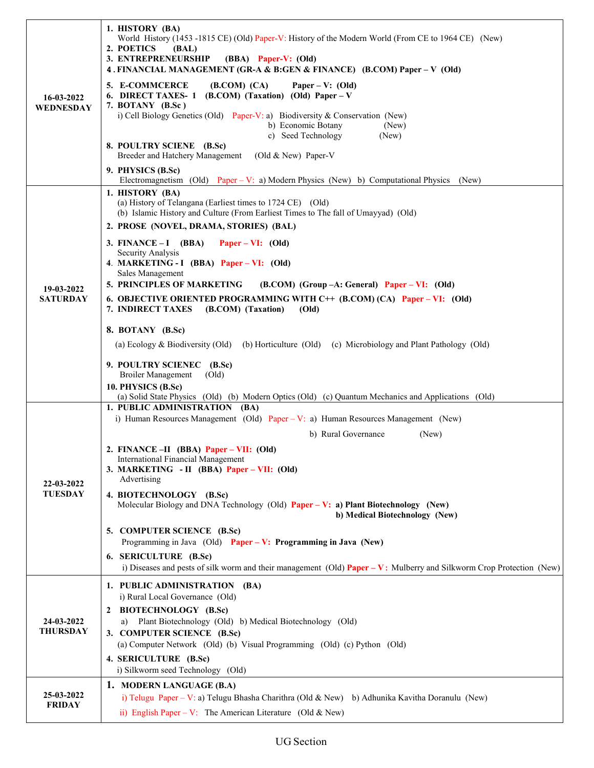| | |
|---|---|
| **16-03-2022 WEDNESDAY** | 1. **HISTORY (BA)**<br>World History (1453 -1815 CE) (Old) Paper-V: History of the Modern World (From CE to 1964 CE) (New)<br>2. **POETICS (BAL)**<br>3. **ENTREPRENEURSHIP (BBA) Paper-V: (Old)**<br>4 . **FINANCIAL MANAGEMENT (GR-A & B:GEN & FINANCE) (B.COM) Paper – V (Old)**<br>5. **E-COMMCERCE (B.COM) (CA) Paper – V: (Old)**<br>6. **DIRECT TAXES- 1 (B.COM) (Taxation) (Old) Paper – V**<br>7. **BOTANY (B.Sc )**<br>i) Cell Biology Genetics (Old) Paper-V: a) Biodiversity & Conservation (New)<br>b) Economic Botany (New)<br>c) Seed Technology (New)<br>8. **POULTRY SCIENE (B.Sc)**<br>Breeder and Hatchery Management (Old & New) Paper-V<br>9. **PHYSICS (B.Sc)**<br>Electromagnetism (Old) Paper – V: a) Modern Physics (New) b) Computational Physics (New) |
| **19-03-2022 SATURDAY** | 1. **HISTORY (BA)**<br>(a) History of Telangana (Earliest times to 1724 CE) (Old)<br>(b) Islamic History and Culture (From Earliest Times to The fall of Umayyad) (Old)<br>2. **PROSE (NOVEL, DRAMA, STORIES) (BAL)**<br>3. **FINANCE – I (BBA) Paper – VI: (Old)**<br>Security Analysis<br>4. **MARKETING - I (BBA) Paper – VI: (Old)**<br>Sales Management<br>5. **PRINCIPLES OF MARKETING (B.COM) (Group –A: General) Paper – VI: (Old)**<br>6. **OBJECTIVE ORIENTED PROGRAMMING WITH C++ (B.COM) (CA) Paper – VI: (Old)**<br>7. **INDIRECT TAXES (B.COM) (Taxation) (Old)**<br>8. **BOTANY (B.Sc)**<br>(a) Ecology & Biodiversity (Old) (b) Horticulture (Old) (c) Microbiology and Plant Pathology (Old)<br>9. **POULTRY SCIENEC (B.Sc)**<br>Broiler Management (Old)<br>10. **PHYSICS (B.Sc)**<br>(a) Solid State Physics (Old) (b) Modern Optics (Old) (c) Quantum Mechanics and Applications (Old) |
| **22-03-2022 TUESDAY** | 1. **PUBLIC ADMINISTRATION (BA)**<br>i) Human Resources Management (Old) Paper – V: a) Human Resources Management (New)<br>b) Rural Governance (New)<br>2. **FINANCE –II (BBA) Paper – VII: (Old)**<br>International Financial Management<br>3. **MARKETING - II (BBA) Paper – VII: (Old)**<br>Advertising<br>4. **BIOTECHNOLOGY (B.Sc)**<br>Molecular Biology and DNA Technology (Old) **Paper – V: a) Plant Biotechnology (New)**<br>**b) Medical Biotechnology (New)**<br>5. **COMPUTER SCIENCE (B.Sc)**<br>Programming in Java (Old) **Paper – V: Programming in Java (New)**<br>6. **SERICULTURE (B.Sc)**<br>i) Diseases and pests of silk worm and their management (Old) **Paper – V :** Mulberry and Silkworm Crop Protection (New) |
| **24-03-2022 THURSDAY** | 1. **PUBLIC ADMINISTRATION (BA)**<br>i) Rural Local Governance (Old)<br>2 **BIOTECHNOLOGY (B.Sc)**<br>a) Plant Biotechnology (Old) b) Medical Biotechnology (Old)<br>3. **COMPUTER SCIENCE (B.Sc)**<br>(a) Computer Network (Old) (b) Visual Programming (Old) (c) Python (Old)<br>4. **SERICULTURE (B.Sc)**<br>i) Silkworm seed Technology (Old) |
| **25-03-2022 FRIDAY** | 1. **MODERN LANGUAGE (B.A)**<br>i) Telugu Paper – V: a) Telugu Bhasha Charithra (Old & New) b) Adhunika Kavitha Doranulu (New)<br>ii) English Paper – V: The American Literature (Old & New) |

UG Section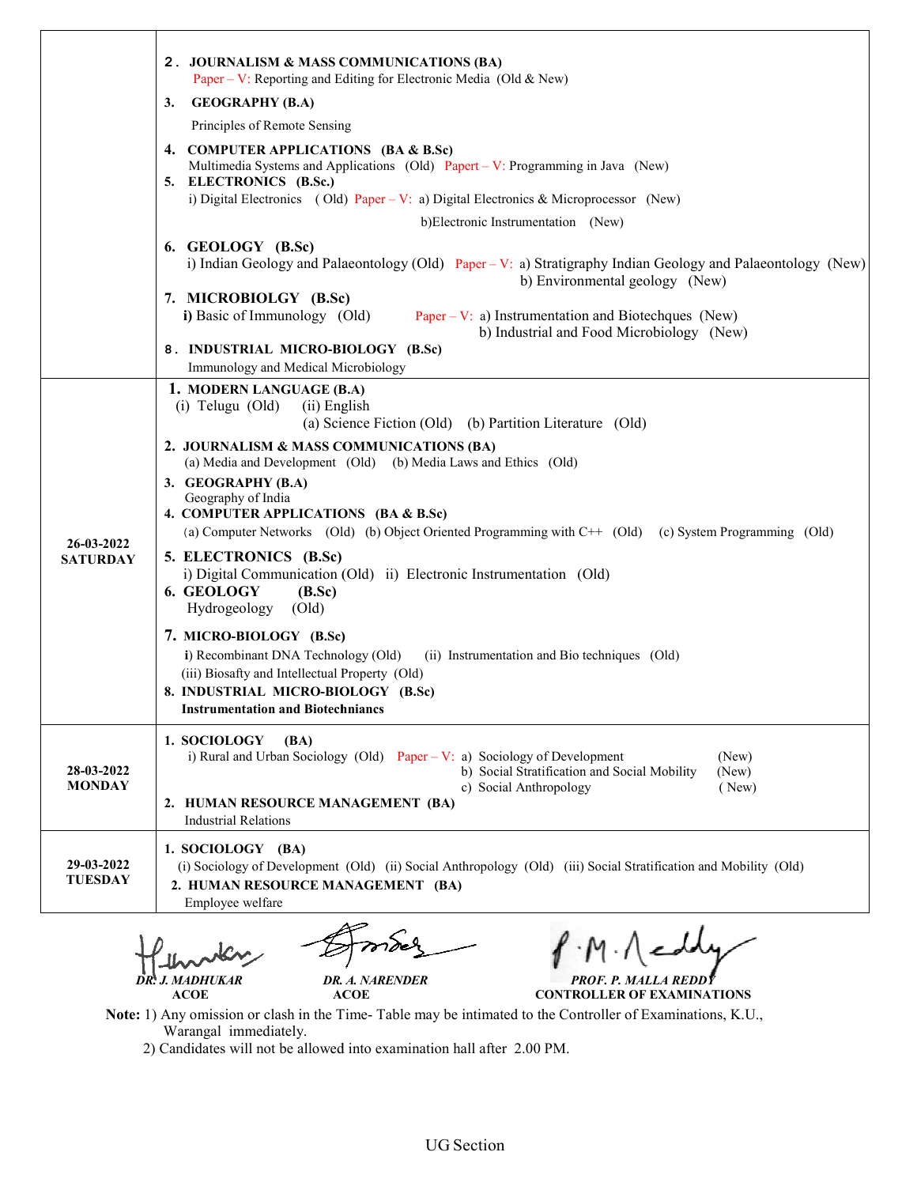| | |
|---|---|
| | **2. JOURNALISM & MASS COMMUNICATIONS (BA)**<br>Paper – V: Reporting and Editing for Electronic Media (Old & New)<br>**3. GEOGRAPHY (B.A)**<br>Principles of Remote Sensing<br>**4. COMPUTER APPLICATIONS (BA & B.Sc)**<br>Multimedia Systems and Applications (Old) Papert – V: Programming in Java (New)<br>**5. ELECTRONICS (B.Sc.)**<br>i) Digital Electronics ( Old) Paper – V: a) Digital Electronics & Microprocessor (New)<br>b)Electronic Instrumentation (New)<br>**6. GEOLOGY (B.Sc)**<br>i) Indian Geology and Palaeontology (Old) Paper – V: a) Stratigraphy Indian Geology and Palaeontology (New)<br>b) Environmental geology (New)<br>**7. MICROBIOLGY (B.Sc)**<br>**i)** Basic of Immunology (Old) Paper – V: a) Instrumentation and Biotechques (New)<br>b) Industrial and Food Microbiology (New)<br>**8. INDUSTRIAL MICRO-BIOLOGY (B.Sc)**<br>Immunology and Medical Microbiology |
| **26-03-2022 SATURDAY** | **1. MODERN LANGUAGE (B.A)**<br>(i) Telugu (Old) (ii) English<br>(a) Science Fiction (Old) (b) Partition Literature (Old)<br>**2. JOURNALISM & MASS COMMUNICATIONS (BA)**<br>(a) Media and Development (Old) (b) Media Laws and Ethics (Old)<br>**3. GEOGRAPHY (B.A)**<br>Geography of India<br>**4. COMPUTER APPLICATIONS (BA & B.Sc)**<br>(a) Computer Networks (Old) (b) Object Oriented Programming with C++ (Old) (c) System Programming (Old)<br>**5. ELECTRONICS (B.Sc)**<br>i) Digital Communication (Old) ii) Electronic Instrumentation (Old)<br>**6. GEOLOGY (B.Sc)**<br>Hydrogeology (Old)<br>**7. MICRO-BIOLOGY (B.Sc)**<br>**i)** Recombinant DNA Technology (Old) (ii) Instrumentation and Bio techniques (Old)<br>(iii) Biosafty and Intellectual Property (Old)<br>**8. INDUSTRIAL MICRO-BIOLOGY (B.Sc)**<br>**Instrumentation and Biotechniancs** |
| **28-03-2022 MONDAY** | **1. SOCIOLOGY (BA)**<br>i) Rural and Urban Sociology (Old) Paper – V: a) Sociology of Development (New)<br>b) Social Stratification and Social Mobility (New)<br>c) Social Anthropology ( New)<br>**2. HUMAN RESOURCE MANAGEMENT (BA)**<br>Industrial Relations |
| **29-03-2022 TUESDAY** | **1. SOCIOLOGY (BA)**<br>(i) Sociology of Development (Old) (ii) Social Anthropology (Old) (iii) Social Stratification and Mobility (Old)<br>**2. HUMAN RESOURCE MANAGEMENT (BA)**<br>Employee welfare |

*DR. J. MADHUKAR*
**ACOE**

*DR. A. NARENDER*
**ACOE**

*PROF. P. MALLA REDDY*
**CONTROLLER OF EXAMINATIONS**

**Note:** 1) Any omission or clash in the Time- Table may be intimated to the Controller of Examinations, K.U., Warangal immediately.
2) Candidates will not be allowed into examination hall after 2.00 PM.

UG Section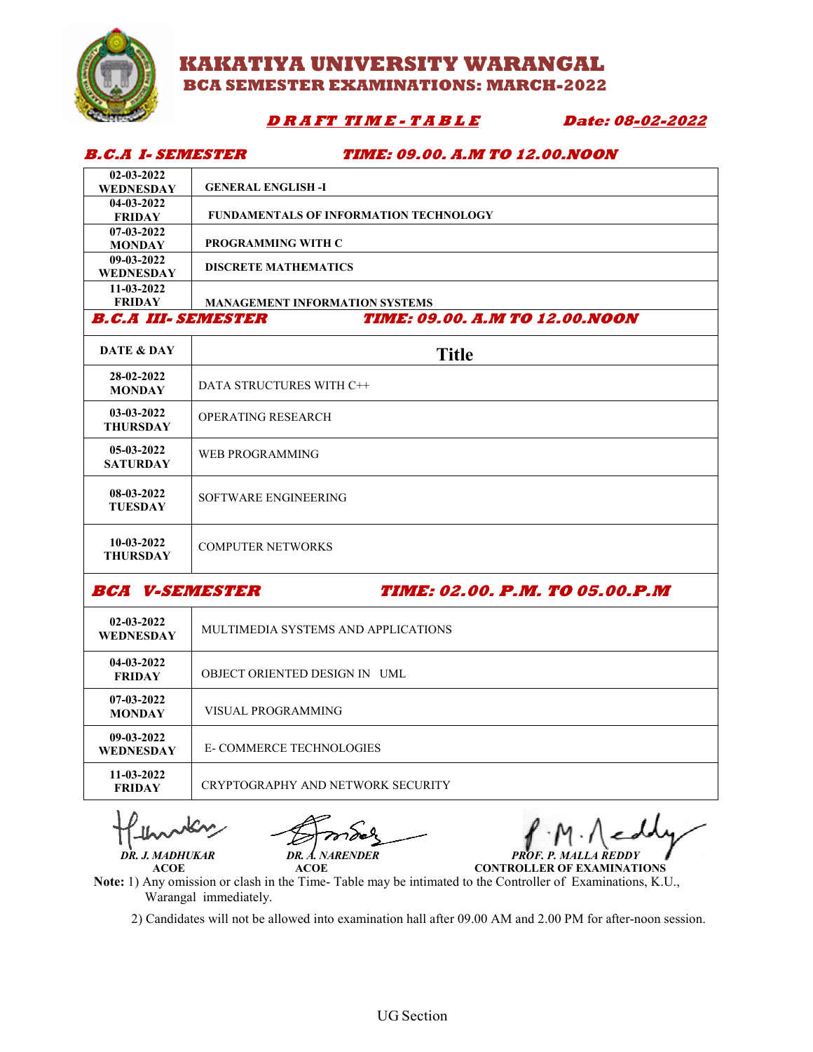# KAKATIYA UNIVERSITY WARANGAL

## BCA SEMESTER EXAMINATIONS: MARCH-2022

***DRAFT TIME-TABLE*** ***Date: 08-02-2022***

### ***B.C.A I- SEMESTER*** ***TIME: 09.00. A.M TO 12.00.NOON***

| | |
|---|---|
| **02-03-2022 WEDNESDAY** | **GENERAL ENGLISH -I** |
| **04-03-2022 FRIDAY** | **FUNDAMENTALS OF INFORMATION TECHNOLOGY** |
| **07-03-2022 MONDAY** | **PROGRAMMING WITH C** |
| **09-03-2022 WEDNESDAY** | **DISCRETE MATHEMATICS** |
| **11-03-2022 FRIDAY** | **MANAGEMENT INFORMATION SYSTEMS** |

### ***B.C.A III- SEMESTER*** ***TIME: 09.00. A.M TO 12.00.NOON***

| DATE & DAY | Title |
|---|---|
| **28-02-2022 MONDAY** | DATA STRUCTURES WITH C++ |
| **03-03-2022 THURSDAY** | OPERATING RESEARCH |
| **05-03-2022 SATURDAY** | WEB PROGRAMMING |
| **08-03-2022 TUESDAY** | SOFTWARE ENGINEERING |
| **10-03-2022 THURSDAY** | COMPUTER NETWORKS |

### ***BCA V-SEMESTER*** ***TIME: 02.00. P.M. TO 05.00.P.M***

| | |
|---|---|
| **02-03-2022 WEDNESDAY** | MULTIMEDIA SYSTEMS AND APPLICATIONS |
| **04-03-2022 FRIDAY** | OBJECT ORIENTED DESIGN IN UML |
| **07-03-2022 MONDAY** | VISUAL PROGRAMMING |
| **09-03-2022 WEDNESDAY** | E- COMMERCE TECHNOLOGIES |
| **11-03-2022 FRIDAY** | CRYPTOGRAPHY AND NETWORK SECURITY |

***DR. J. MADHUKAR*** **ACOE** | ***DR. A. NARENDER*** **ACOE** | ***PROF. P. MALLA REDDY*** **CONTROLLER OF EXAMINATIONS**

**Note:** 1) Any omission or clash in the Time- Table may be intimated to the Controller of Examinations, K.U., Warangal immediately.

2) Candidates will not be allowed into examination hall after 09.00 AM and 2.00 PM for after-noon session.

UG Section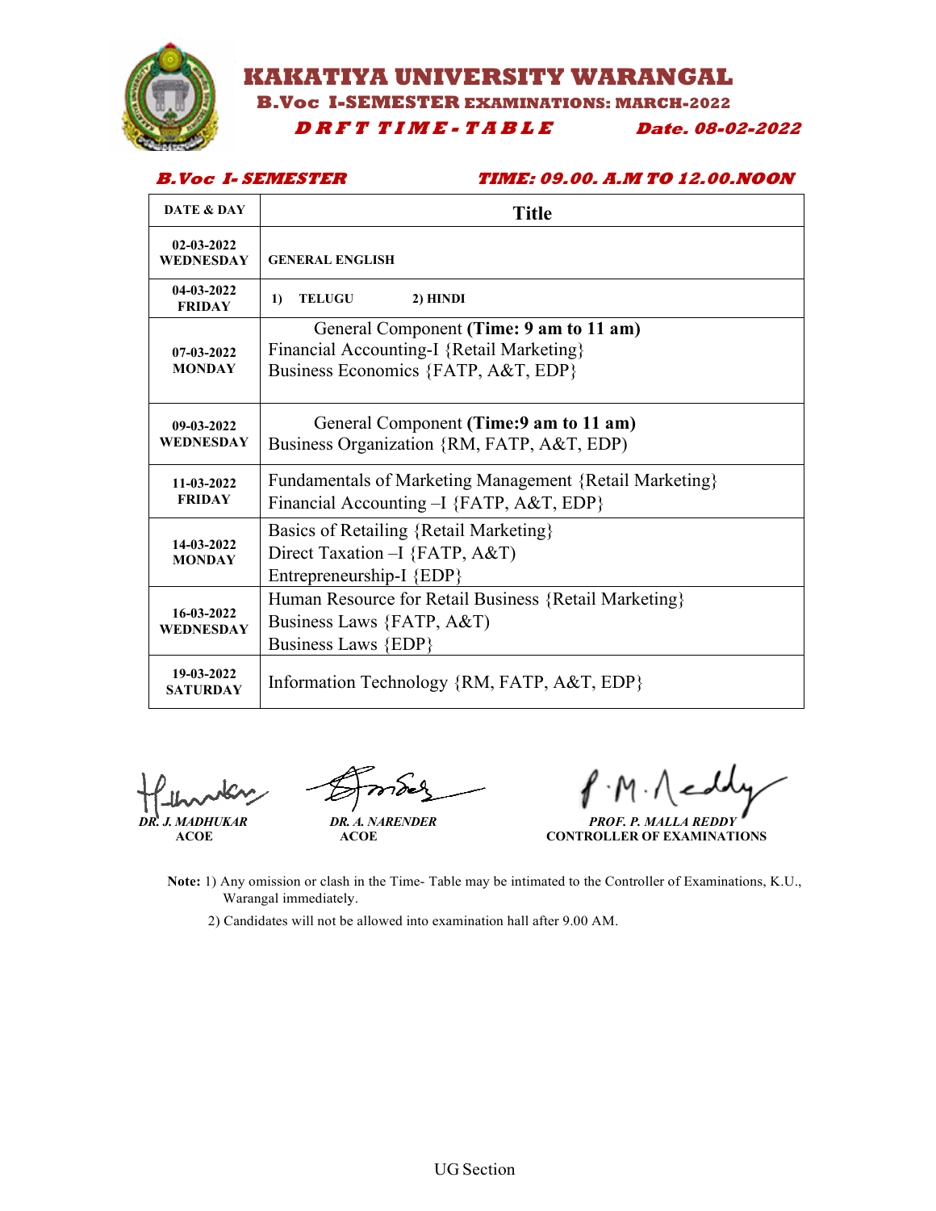# KAKATIYA UNIVERSITY WARANGAL

## B.Voc I-SEMESTER EXAMINATIONS: MARCH-2022

***DRFT TIME-TABLE*** ***Date. 08-02-2022***

***B.Voc I- SEMESTER*** ***TIME: 09.00. A.M TO 12.00.NOON***

| DATE & DAY | Title |
|---|---|
| **02-03-2022 WEDNESDAY** | **GENERAL ENGLISH** |
| **04-03-2022 FRIDAY** | **1) TELUGU 2) HINDI** |
| **07-03-2022 MONDAY** | General Component **(Time: 9 am to 11 am)**<br>Financial Accounting-I {Retail Marketing}<br>Business Economics {FATP, A&T, EDP} |
| **09-03-2022 WEDNESDAY** | General Component **(Time:9 am to 11 am)**<br>Business Organization {RM, FATP, A&T, EDP) |
| **11-03-2022 FRIDAY** | Fundamentals of Marketing Management {Retail Marketing}<br>Financial Accounting –I {FATP, A&T, EDP} |
| **14-03-2022 MONDAY** | Basics of Retailing {Retail Marketing}<br>Direct Taxation –I {FATP, A&T)<br>Entrepreneurship-I {EDP} |
| **16-03-2022 WEDNESDAY** | Human Resource for Retail Business {Retail Marketing}<br>Business Laws {FATP, A&T)<br>Business Laws {EDP} |
| **19-03-2022 SATURDAY** | Information Technology {RM, FATP, A&T, EDP} |

***DR. J. MADHUKAR***
**ACOE**

***DR. A. NARENDER***
**ACOE**

***PROF. P. MALLA REDDY***
**CONTROLLER OF EXAMINATIONS**

**Note:** 1) Any omission or clash in the Time- Table may be intimated to the Controller of Examinations, K.U., Warangal immediately.

2) Candidates will not be allowed into examination hall after 9.00 AM.

UG Section